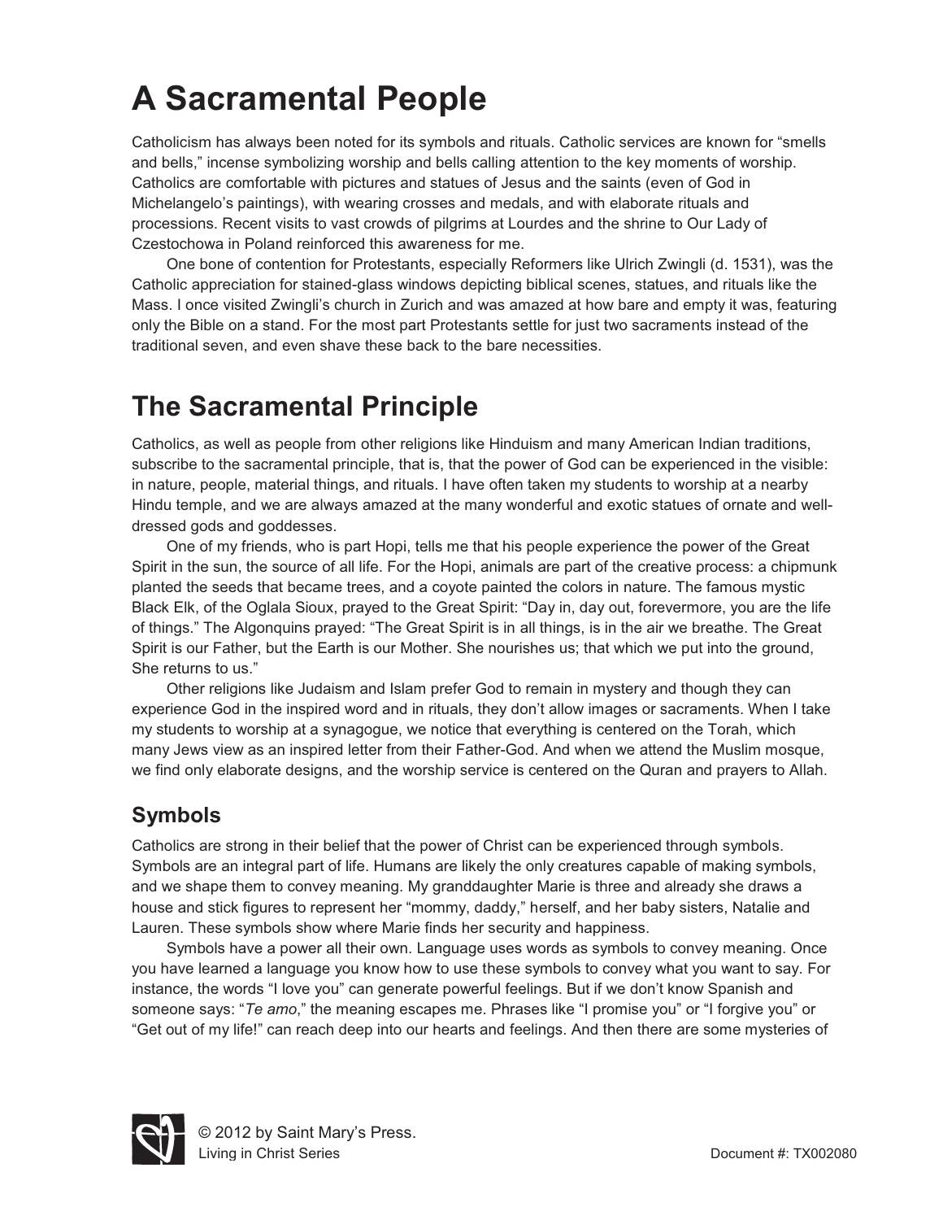# A Sacramental People

Catholicism has always been noted for its symbols and rituals. Catholic services are known for "smells and bells," incense symbolizing worship and bells calling attention to the key moments of worship. Catholics are comfortable with pictures and statues of Jesus and the saints (even of God in Michelangelo's paintings), with wearing crosses and medals, and with elaborate rituals and processions. Recent visits to vast crowds of pilgrims at Lourdes and the shrine to Our Lady of Czestochowa in Poland reinforced this awareness for me.

One bone of contention for Protestants, especially Reformers like Ulrich Zwingli (d. 1531), was the Catholic appreciation for stained-glass windows depicting biblical scenes, statues, and rituals like the Mass. I once visited Zwingli's church in Zurich and was amazed at how bare and empty it was, featuring only the Bible on a stand. For the most part Protestants settle for just two sacraments instead of the traditional seven, and even shave these back to the bare necessities.

# The Sacramental Principle

Catholics, as well as people from other religions like Hinduism and many American Indian traditions, subscribe to the sacramental principle, that is, that the power of God can be experienced in the visible: in nature, people, material things, and rituals. I have often taken my students to worship at a nearby Hindu temple, and we are always amazed at the many wonderful and exotic statues of ornate and well-dressed gods and goddesses.

One of my friends, who is part Hopi, tells me that his people experience the power of the Great Spirit in the sun, the source of all life. For the Hopi, animals are part of the creative process: a chipmunk planted the seeds that became trees, and a coyote painted the colors in nature. The famous mystic Black Elk, of the Oglala Sioux, prayed to the Great Spirit: "Day in, day out, forevermore, you are the life of things." The Algonquins prayed: "The Great Spirit is in all things, is in the air we breathe. The Great Spirit is our Father, but the Earth is our Mother. She nourishes us; that which we put into the ground, She returns to us."

Other religions like Judaism and Islam prefer God to remain in mystery and though they can experience God in the inspired word and in rituals, they don't allow images or sacraments. When I take my students to worship at a synagogue, we notice that everything is centered on the Torah, which many Jews view as an inspired letter from their Father-God. And when we attend the Muslim mosque, we find only elaborate designs, and the worship service is centered on the Quran and prayers to Allah.

## Symbols

Catholics are strong in their belief that the power of Christ can be experienced through symbols. Symbols are an integral part of life. Humans are likely the only creatures capable of making symbols, and we shape them to convey meaning. My granddaughter Marie is three and already she draws a house and stick figures to represent her "mommy, daddy," herself, and her baby sisters, Natalie and Lauren. These symbols show where Marie finds her security and happiness.

Symbols have a power all their own. Language uses words as symbols to convey meaning. Once you have learned a language you know how to use these symbols to convey what you want to say. For instance, the words "I love you" can generate powerful feelings. But if we don't know Spanish and someone says: "*Te amo*," the meaning escapes me. Phrases like "I promise you" or "I forgive you" or "Get out of my life!" can reach deep into our hearts and feelings. And then there are some mysteries of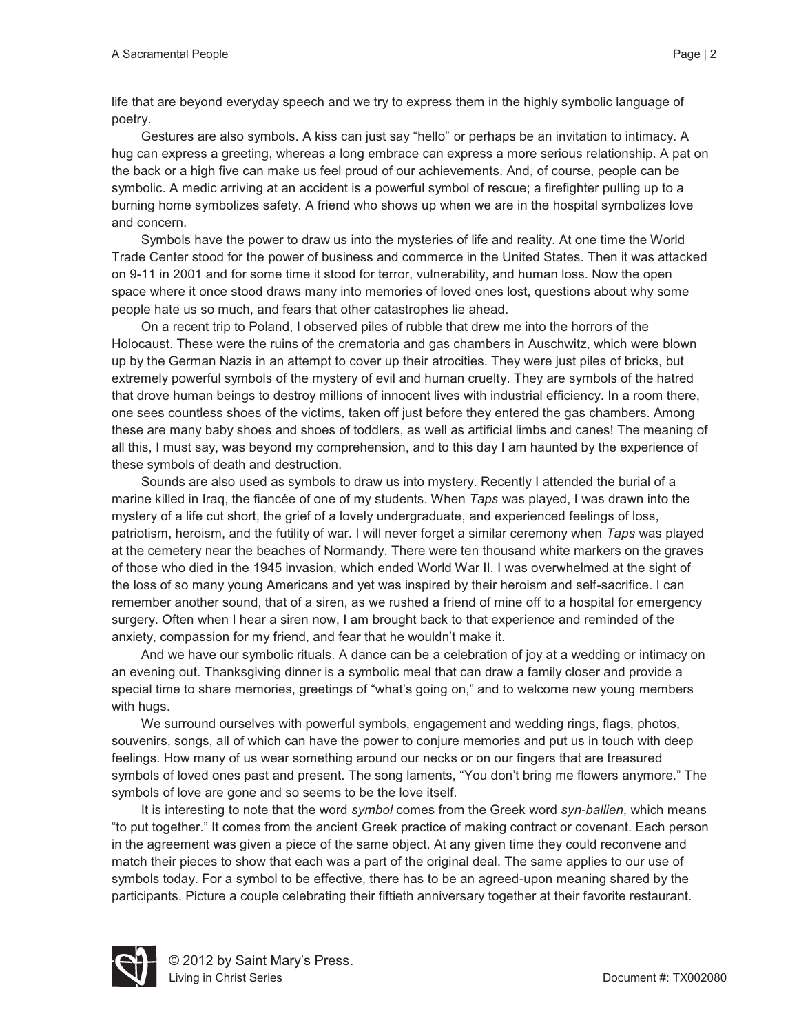life that are beyond everyday speech and we try to express them in the highly symbolic language of poetry.

Gestures are also symbols. A kiss can just say "hello" or perhaps be an invitation to intimacy. A hug can express a greeting, whereas a long embrace can express a more serious relationship. A pat on the back or a high five can make us feel proud of our achievements. And, of course, people can be symbolic. A medic arriving at an accident is a powerful symbol of rescue; a firefighter pulling up to a burning home symbolizes safety. A friend who shows up when we are in the hospital symbolizes love and concern.

Symbols have the power to draw us into the mysteries of life and reality. At one time the World Trade Center stood for the power of business and commerce in the United States. Then it was attacked on 9-11 in 2001 and for some time it stood for terror, vulnerability, and human loss. Now the open space where it once stood draws many into memories of loved ones lost, questions about why some people hate us so much, and fears that other catastrophes lie ahead.

On a recent trip to Poland, I observed piles of rubble that drew me into the horrors of the Holocaust. These were the ruins of the crematoria and gas chambers in Auschwitz, which were blown up by the German Nazis in an attempt to cover up their atrocities. They were just piles of bricks, but extremely powerful symbols of the mystery of evil and human cruelty. They are symbols of the hatred that drove human beings to destroy millions of innocent lives with industrial efficiency. In a room there, one sees countless shoes of the victims, taken off just before they entered the gas chambers. Among these are many baby shoes and shoes of toddlers, as well as artificial limbs and canes! The meaning of all this, I must say, was beyond my comprehension, and to this day I am haunted by the experience of these symbols of death and destruction.

Sounds are also used as symbols to draw us into mystery. Recently I attended the burial of a marine killed in Iraq, the fiancée of one of my students. When *Taps* was played, I was drawn into the mystery of a life cut short, the grief of a lovely undergraduate, and experienced feelings of loss, patriotism, heroism, and the futility of war. I will never forget a similar ceremony when *Taps* was played at the cemetery near the beaches of Normandy. There were ten thousand white markers on the graves of those who died in the 1945 invasion, which ended World War II. I was overwhelmed at the sight of the loss of so many young Americans and yet was inspired by their heroism and self-sacrifice. I can remember another sound, that of a siren, as we rushed a friend of mine off to a hospital for emergency surgery. Often when I hear a siren now, I am brought back to that experience and reminded of the anxiety, compassion for my friend, and fear that he wouldn't make it.

And we have our symbolic rituals. A dance can be a celebration of joy at a wedding or intimacy on an evening out. Thanksgiving dinner is a symbolic meal that can draw a family closer and provide a special time to share memories, greetings of "what's going on," and to welcome new young members with hugs.

We surround ourselves with powerful symbols, engagement and wedding rings, flags, photos, souvenirs, songs, all of which can have the power to conjure memories and put us in touch with deep feelings. How many of us wear something around our necks or on our fingers that are treasured symbols of loved ones past and present. The song laments, "You don't bring me flowers anymore." The symbols of love are gone and so seems to be the love itself.

It is interesting to note that the word *symbol* comes from the Greek word *syn-ballien*, which means "to put together." It comes from the ancient Greek practice of making contract or covenant. Each person in the agreement was given a piece of the same object. At any given time they could reconvene and match their pieces to show that each was a part of the original deal. The same applies to our use of symbols today. For a symbol to be effective, there has to be an agreed-upon meaning shared by the participants. Picture a couple celebrating their fiftieth anniversary together at their favorite restaurant.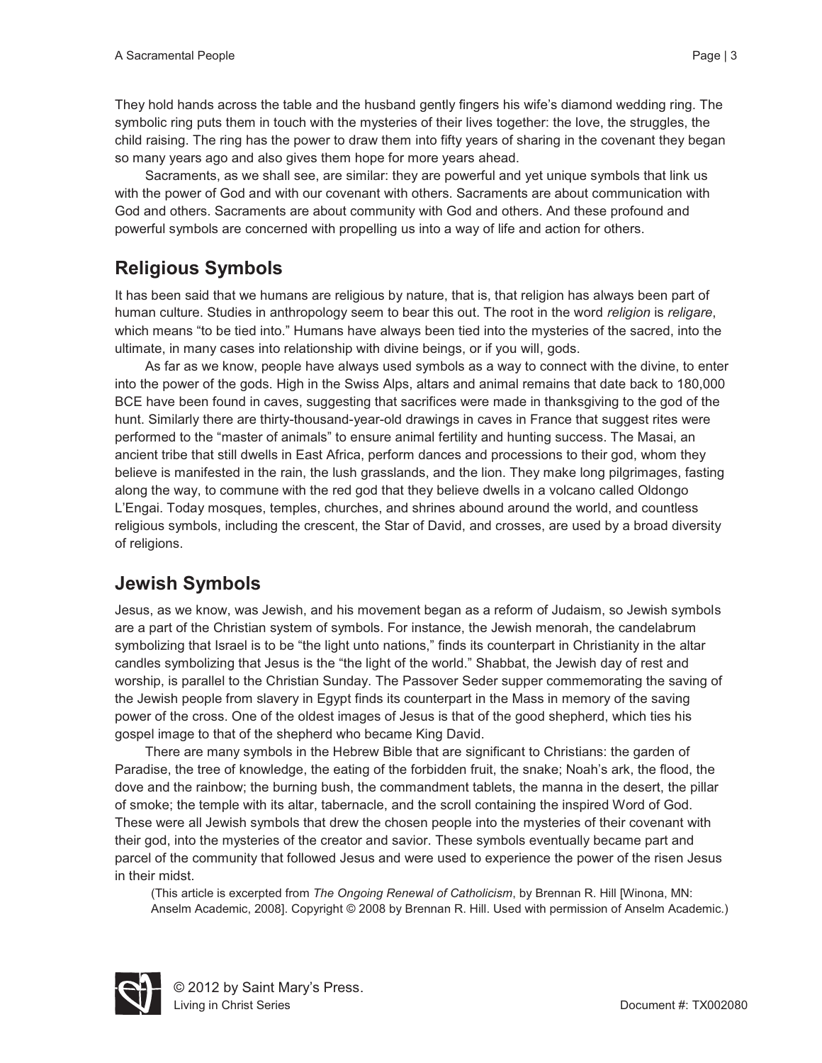They hold hands across the table and the husband gently fingers his wife's diamond wedding ring. The symbolic ring puts them in touch with the mysteries of their lives together: the love, the struggles, the child raising. The ring has the power to draw them into fifty years of sharing in the covenant they began so many years ago and also gives them hope for more years ahead.

Sacraments, as we shall see, are similar: they are powerful and yet unique symbols that link us with the power of God and with our covenant with others. Sacraments are about communication with God and others. Sacraments are about community with God and others. And these profound and powerful symbols are concerned with propelling us into a way of life and action for others.

## Religious Symbols

It has been said that we humans are religious by nature, that is, that religion has always been part of human culture. Studies in anthropology seem to bear this out. The root in the word *religion* is *religare*, which means "to be tied into." Humans have always been tied into the mysteries of the sacred, into the ultimate, in many cases into relationship with divine beings, or if you will, gods.

As far as we know, people have always used symbols as a way to connect with the divine, to enter into the power of the gods. High in the Swiss Alps, altars and animal remains that date back to 180,000 BCE have been found in caves, suggesting that sacrifices were made in thanksgiving to the god of the hunt. Similarly there are thirty-thousand-year-old drawings in caves in France that suggest rites were performed to the "master of animals" to ensure animal fertility and hunting success. The Masai, an ancient tribe that still dwells in East Africa, perform dances and processions to their god, whom they believe is manifested in the rain, the lush grasslands, and the lion. They make long pilgrimages, fasting along the way, to commune with the red god that they believe dwells in a volcano called Oldongo L'Engai. Today mosques, temples, churches, and shrines abound around the world, and countless religious symbols, including the crescent, the Star of David, and crosses, are used by a broad diversity of religions.

## Jewish Symbols

Jesus, as we know, was Jewish, and his movement began as a reform of Judaism, so Jewish symbols are a part of the Christian system of symbols. For instance, the Jewish menorah, the candelabrum symbolizing that Israel is to be "the light unto nations," finds its counterpart in Christianity in the altar candles symbolizing that Jesus is the "the light of the world." Shabbat, the Jewish day of rest and worship, is parallel to the Christian Sunday. The Passover Seder supper commemorating the saving of the Jewish people from slavery in Egypt finds its counterpart in the Mass in memory of the saving power of the cross. One of the oldest images of Jesus is that of the good shepherd, which ties his gospel image to that of the shepherd who became King David.

There are many symbols in the Hebrew Bible that are significant to Christians: the garden of Paradise, the tree of knowledge, the eating of the forbidden fruit, the snake; Noah's ark, the flood, the dove and the rainbow; the burning bush, the commandment tablets, the manna in the desert, the pillar of smoke; the temple with its altar, tabernacle, and the scroll containing the inspired Word of God. These were all Jewish symbols that drew the chosen people into the mysteries of their covenant with their god, into the mysteries of the creator and savior. These symbols eventually became part and parcel of the community that followed Jesus and were used to experience the power of the risen Jesus in their midst.

(This article is excerpted from *The Ongoing Renewal of Catholicism*, by Brennan R. Hill [Winona, MN: Anselm Academic, 2008]. Copyright © 2008 by Brennan R. Hill. Used with permission of Anselm Academic.)